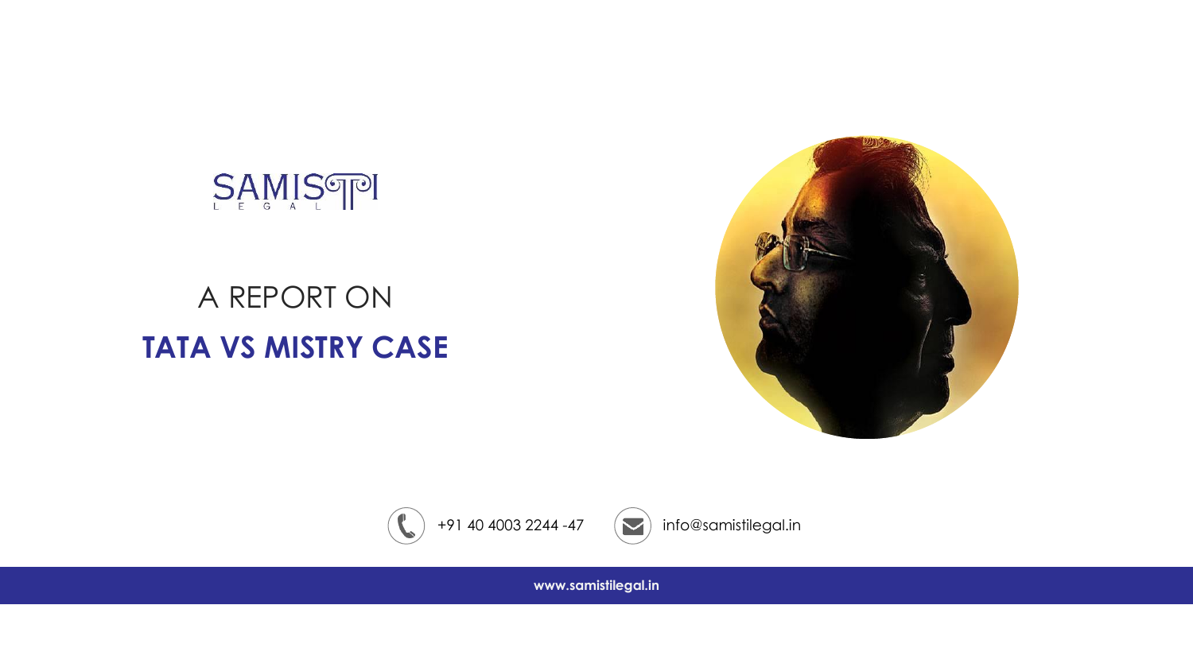SAMISTI
LEGAL

# A REPORT ON

# TATA VS MISTRY CASE

+91 40 4003 2244 -47

info@samistilegal.in

www.samistilegal.in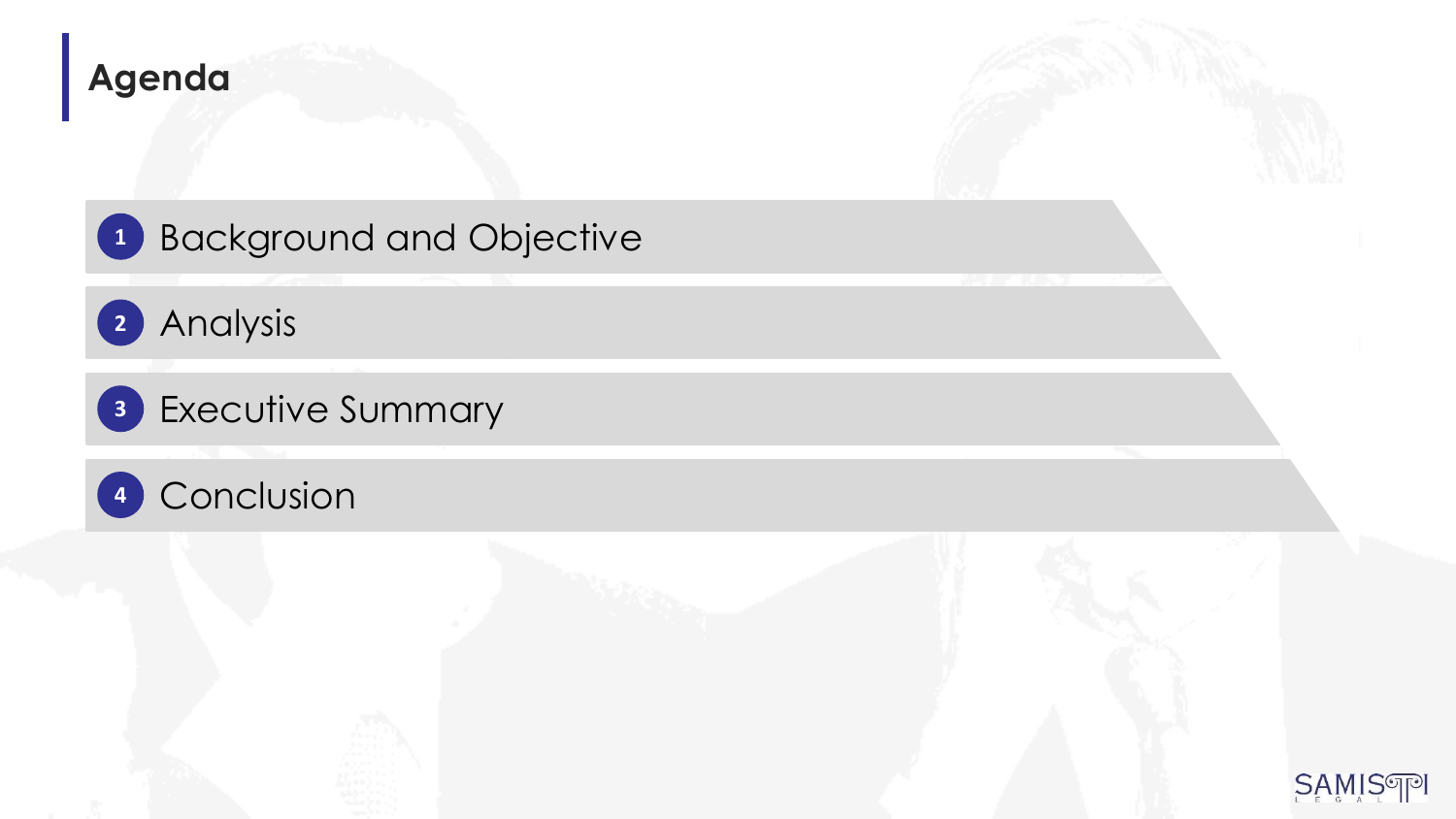# Agenda

1. Background and Objective
2. Analysis
3. Executive Summary
4. Conclusion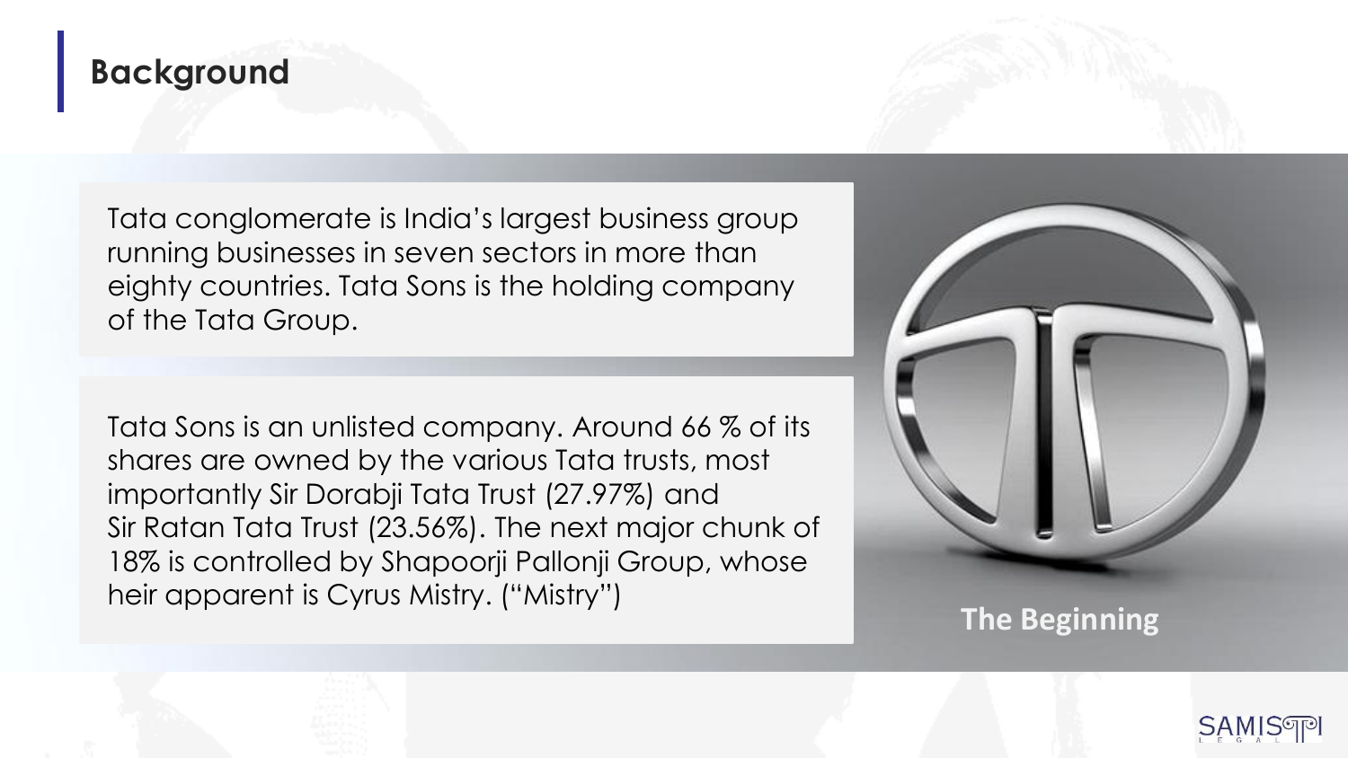## Background

Tata conglomerate is India's largest business group running businesses in seven sectors in more than eighty countries. Tata Sons is the holding company of the Tata Group.

Tata Sons is an unlisted company. Around 66 % of its shares are owned by the various Tata trusts, most importantly Sir Dorabji Tata Trust (27.97%) and Sir Ratan Tata Trust (23.56%). The next major chunk of 18% is controlled by Shapoorji Pallonji Group, whose heir apparent is Cyrus Mistry. ("Mistry")

The Beginning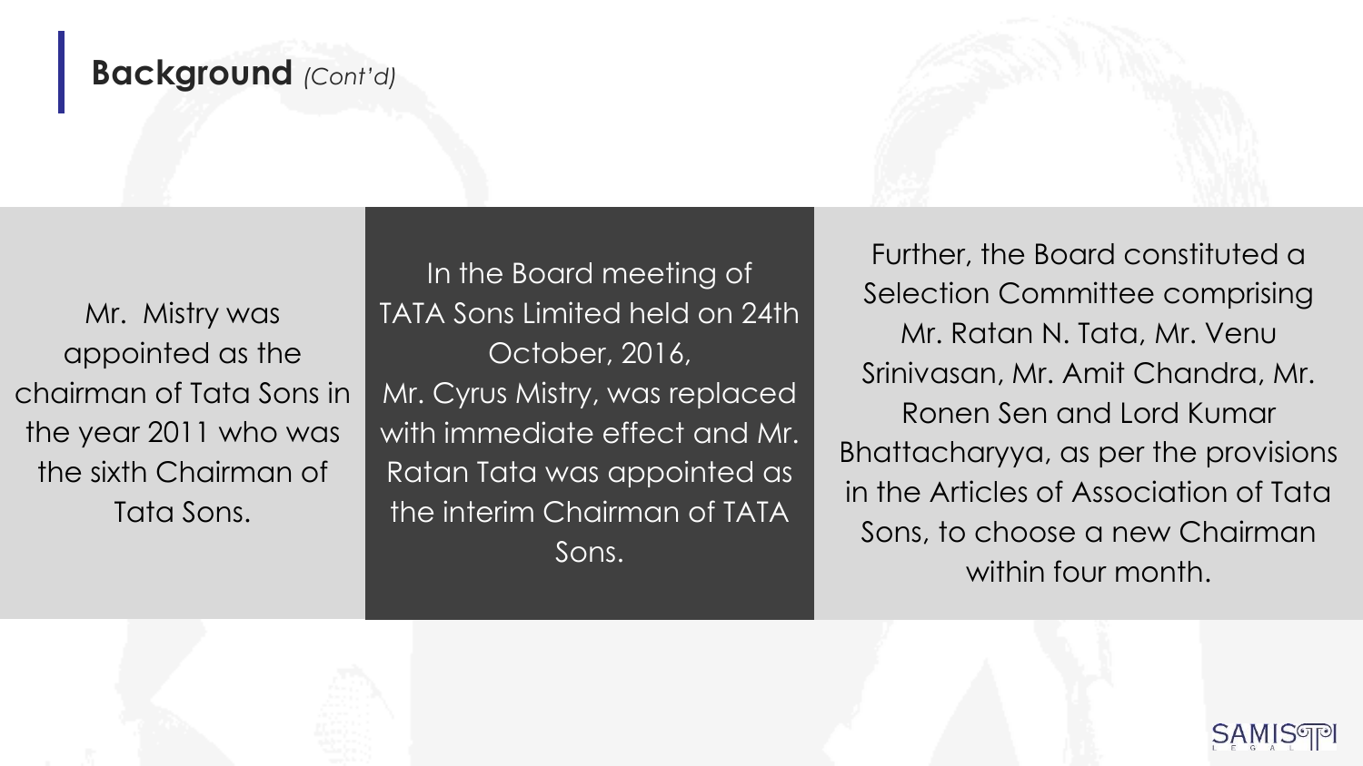## **Background** *(Cont'd)*

Mr. Mistry was appointed as the chairman of Tata Sons in the year 2011 who was the sixth Chairman of Tata Sons.

In the Board meeting of TATA Sons Limited held on 24th October, 2016, Mr. Cyrus Mistry, was replaced with immediate effect and Mr. Ratan Tata was appointed as the interim Chairman of TATA Sons.

Further, the Board constituted a Selection Committee comprising Mr. Ratan N. Tata, Mr. Venu Srinivasan, Mr. Amit Chandra, Mr. Ronen Sen and Lord Kumar Bhattacharyya, as per the provisions in the Articles of Association of Tata Sons, to choose a new Chairman within four month.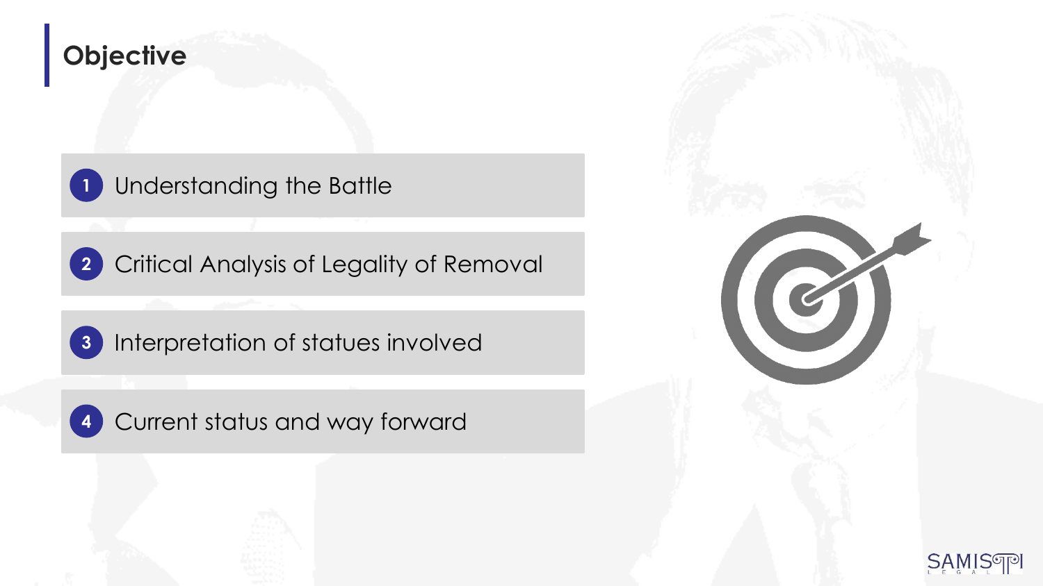# Objective

1. Understanding the Battle
2. Critical Analysis of Legality of Removal
3. Interpretation of statues involved
4. Current status and way forward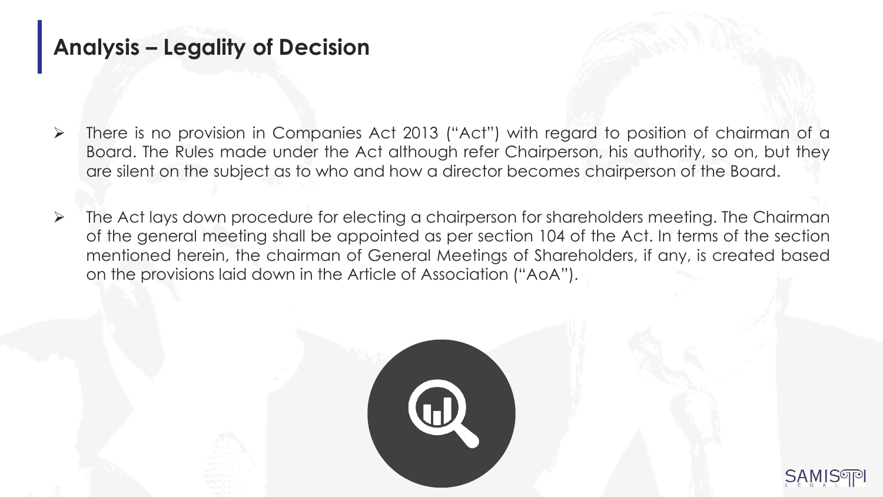## Analysis – Legality of Decision

- There is no provision in Companies Act 2013 ("Act") with regard to position of chairman of a Board. The Rules made under the Act although refer Chairperson, his authority, so on, but they are silent on the subject as to who and how a director becomes chairperson of the Board.
- The Act lays down procedure for electing a chairperson for shareholders meeting. The Chairman of the general meeting shall be appointed as per section 104 of the Act. In terms of the section mentioned herein, the chairman of General Meetings of Shareholders, if any, is created based on the provisions laid down in the Article of Association ("AoA").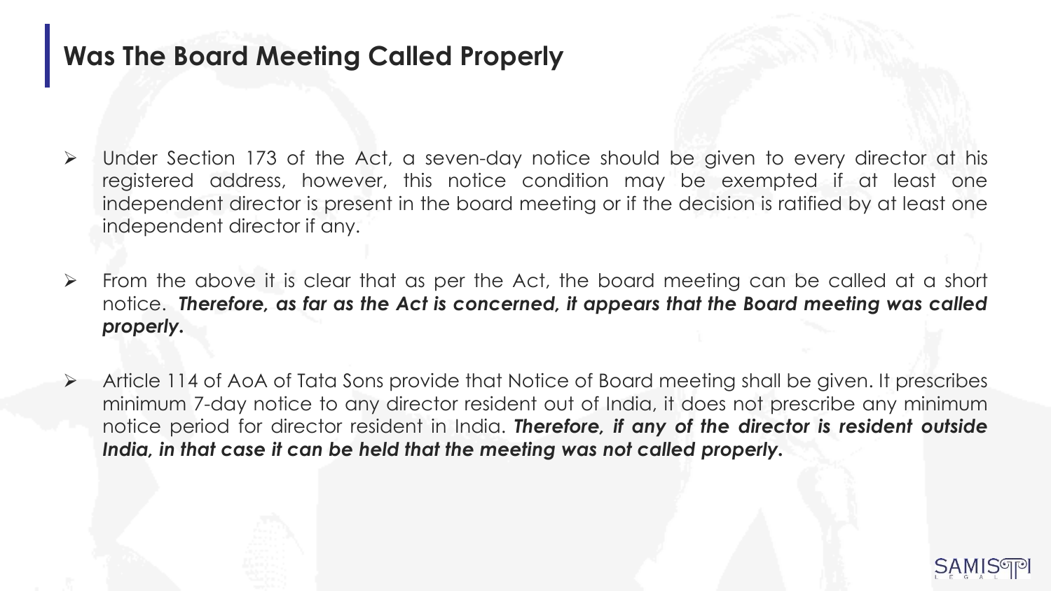## Was The Board Meeting Called Properly

- Under Section 173 of the Act, a seven-day notice should be given to every director at his registered address, however, this notice condition may be exempted if at least one independent director is present in the board meeting or if the decision is ratified by at least one independent director if any.

- From the above it is clear that as per the Act, the board meeting can be called at a short notice. ***Therefore, as far as the Act is concerned, it appears that the Board meeting was called properly.***

- Article 114 of AoA of Tata Sons provide that Notice of Board meeting shall be given. It prescribes minimum 7-day notice to any director resident out of India, it does not prescribe any minimum notice period for director resident in India. ***Therefore, if any of the director is resident outside India, in that case it can be held that the meeting was not called properly.***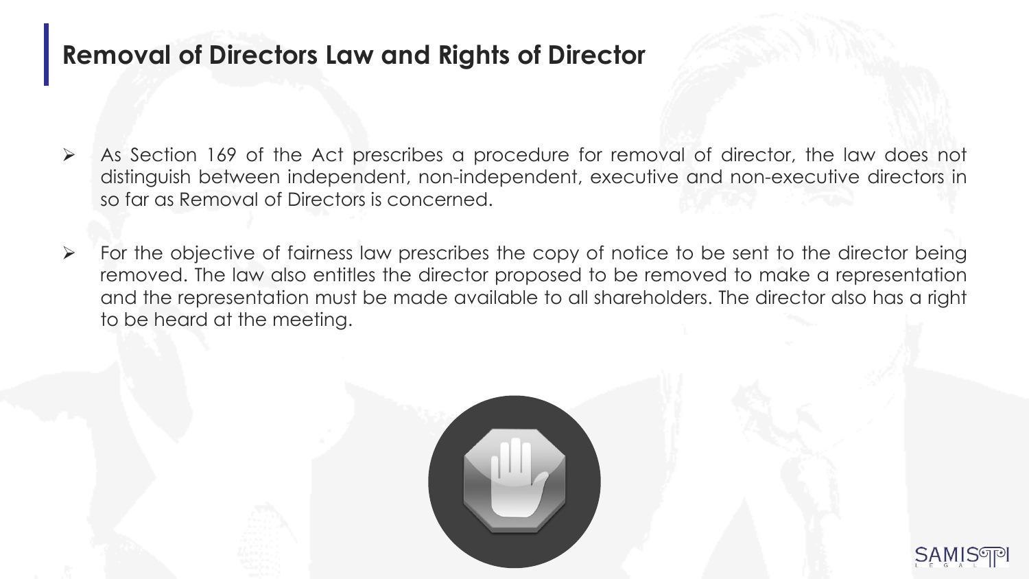# Removal of Directors Law and Rights of Director

- As Section 169 of the Act prescribes a procedure for removal of director, the law does not distinguish between independent, non-independent, executive and non-executive directors in so far as Removal of Directors is concerned.
- For the objective of fairness law prescribes the copy of notice to be sent to the director being removed. The law also entitles the director proposed to be removed to make a representation and the representation must be made available to all shareholders. The director also has a right to be heard at the meeting.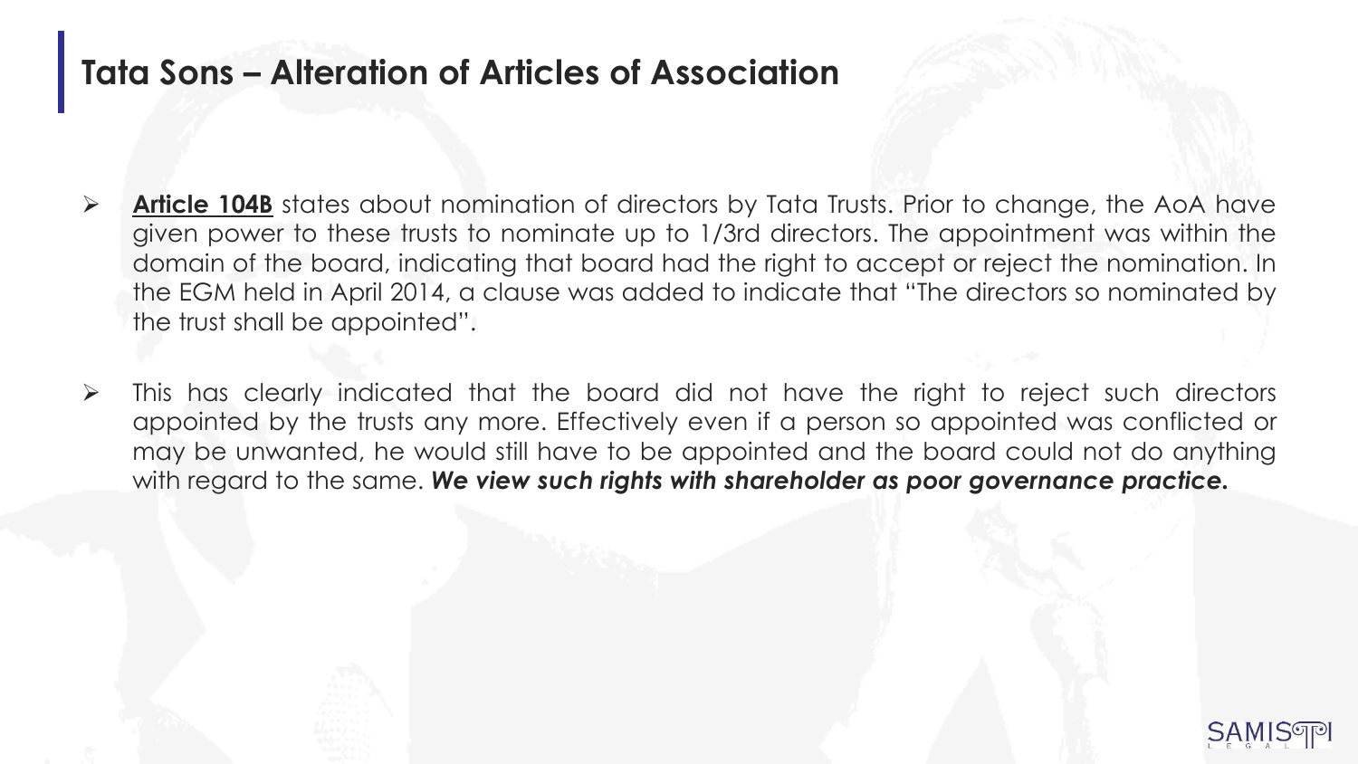# Tata Sons – Alteration of Articles of Association

- **<u>Article 104B</u>** states about nomination of directors by Tata Trusts. Prior to change, the AoA have given power to these trusts to nominate up to 1/3rd directors. The appointment was within the domain of the board, indicating that board had the right to accept or reject the nomination. In the EGM held in April 2014, a clause was added to indicate that "The directors so nominated by the trust shall be appointed".

- This has clearly indicated that the board did not have the right to reject such directors appointed by the trusts any more. Effectively even if a person so appointed was conflicted or may be unwanted, he would still have to be appointed and the board could not do anything with regard to the same. ***We view such rights with shareholder as poor governance practice.***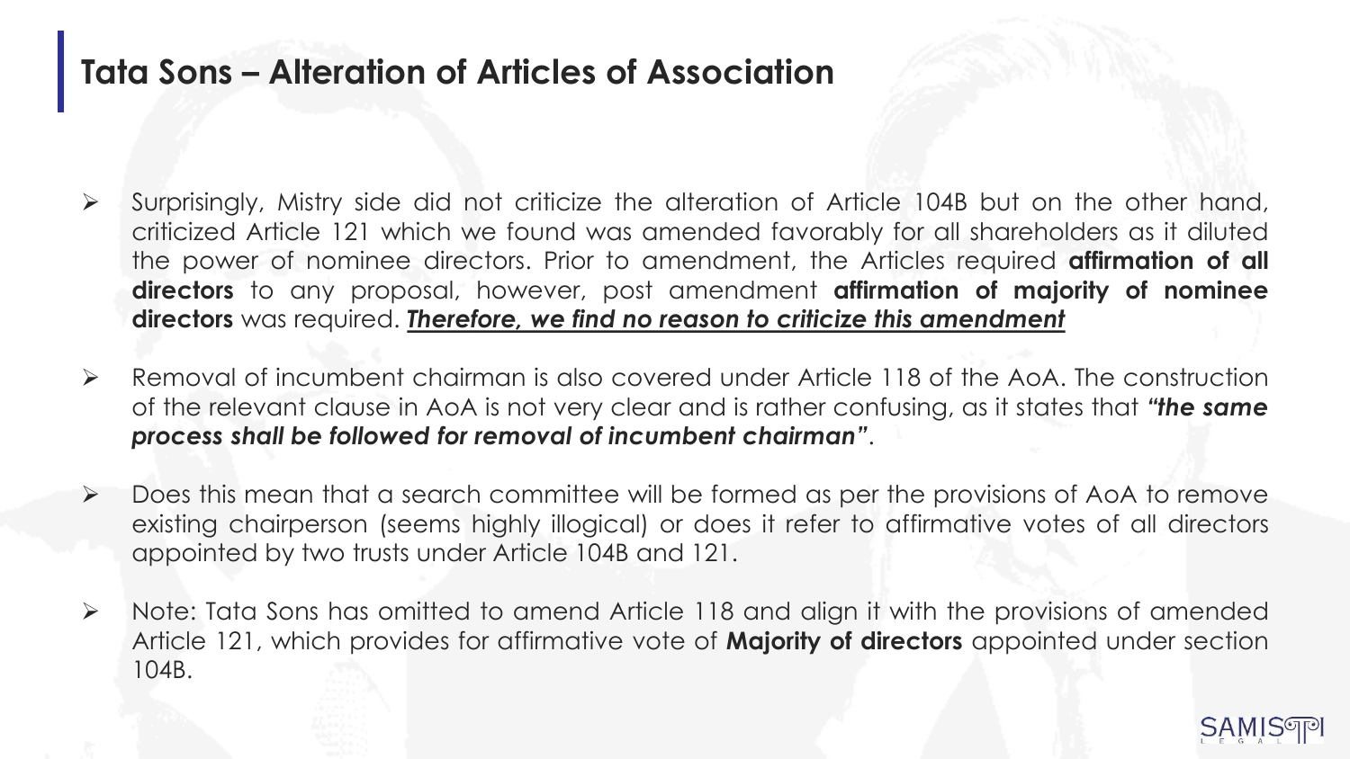# Tata Sons – Alteration of Articles of Association

- Surprisingly, Mistry side did not criticize the alteration of Article 104B but on the other hand, criticized Article 121 which we found was amended favorably for all shareholders as it diluted the power of nominee directors. Prior to amendment, the Articles required **affirmation of all directors** to any proposal, however, post amendment **affirmation of majority of nominee directors** was required. ***<u>Therefore, we find no reason to criticize this amendment</u>***

- Removal of incumbent chairman is also covered under Article 118 of the AoA. The construction of the relevant clause in AoA is not very clear and is rather confusing, as it states that ***"the same process shall be followed for removal of incumbent chairman"***.

- Does this mean that a search committee will be formed as per the provisions of AoA to remove existing chairperson (seems highly illogical) or does it refer to affirmative votes of all directors appointed by two trusts under Article 104B and 121.

- Note: Tata Sons has omitted to amend Article 118 and align it with the provisions of amended Article 121, which provides for affirmative vote of **Majority of directors** appointed under section 104B.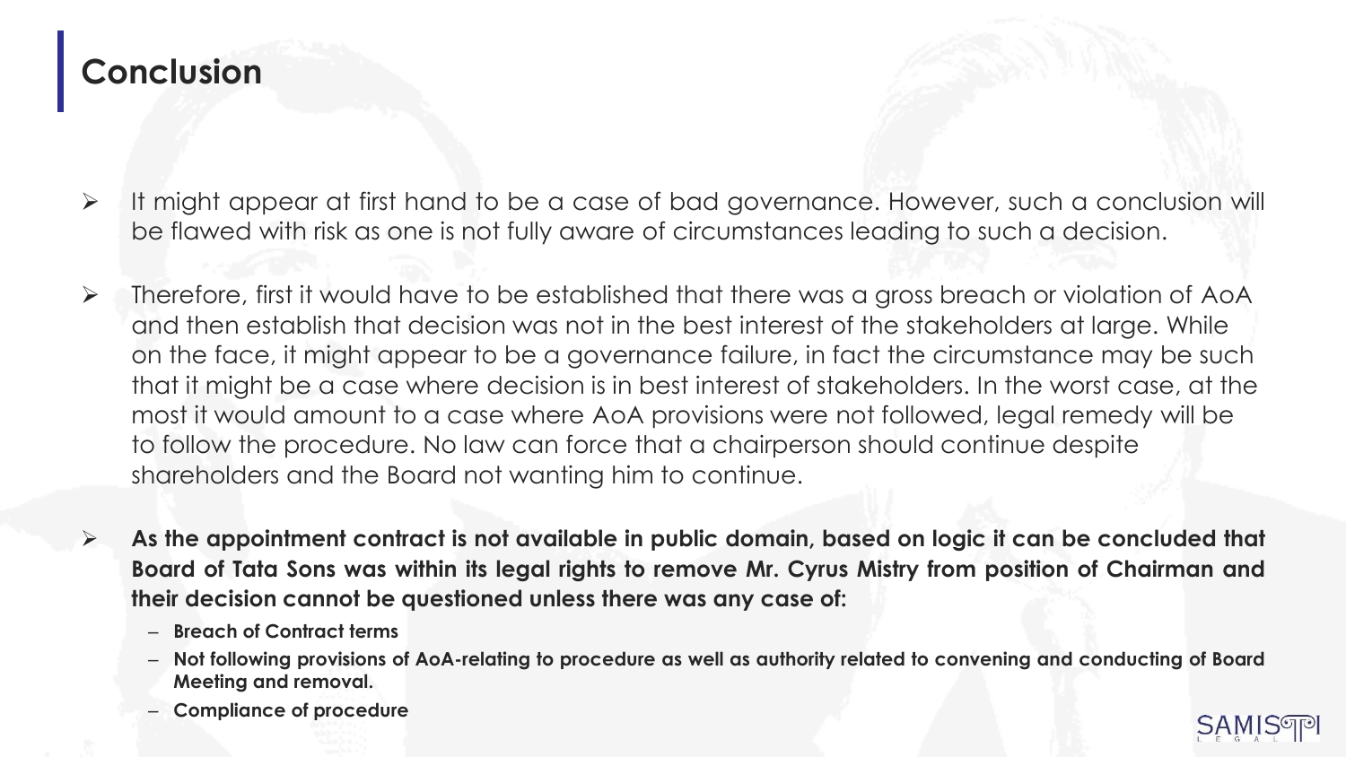# Conclusion

- It might appear at first hand to be a case of bad governance. However, such a conclusion will be flawed with risk as one is not fully aware of circumstances leading to such a decision.

- Therefore, first it would have to be established that there was a gross breach or violation of AoA and then establish that decision was not in the best interest of the stakeholders at large. While on the face, it might appear to be a governance failure, in fact the circumstance may be such that it might be a case where decision is in best interest of stakeholders. In the worst case, at the most it would amount to a case where AoA provisions were not followed, legal remedy will be to follow the procedure. No law can force that a chairperson should continue despite shareholders and the Board not wanting him to continue.

- **As the appointment contract is not available in public domain, based on logic it can be concluded that Board of Tata Sons was within its legal rights to remove Mr. Cyrus Mistry from position of Chairman and their decision cannot be questioned unless there was any case of:**
  - **Breach of Contract terms**
  - **Not following provisions of AoA-relating to procedure as well as authority related to convening and conducting of Board Meeting and removal.**
  - **Compliance of procedure**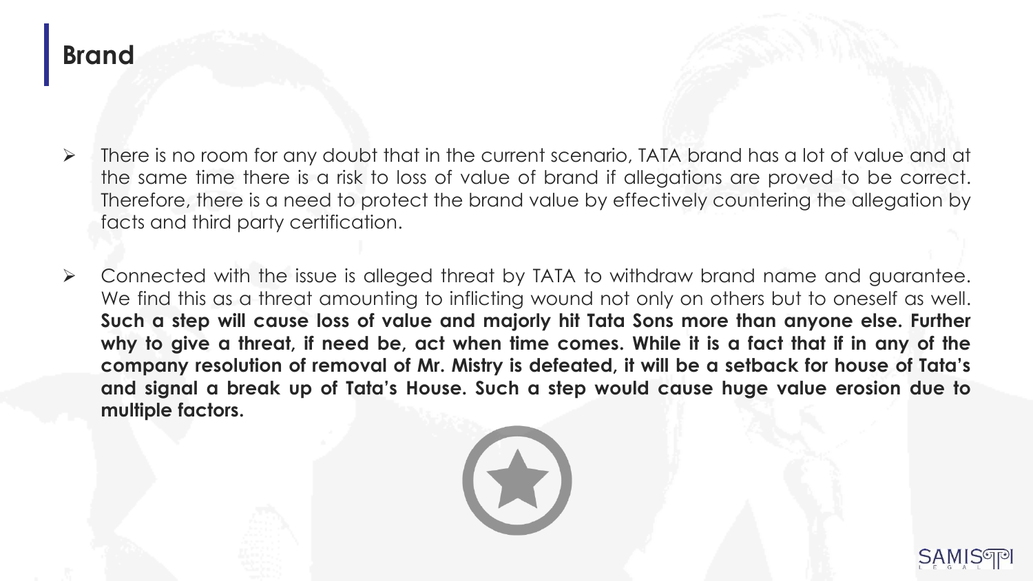# Brand

- There is no room for any doubt that in the current scenario, TATA brand has a lot of value and at the same time there is a risk to loss of value of brand if allegations are proved to be correct. Therefore, there is a need to protect the brand value by effectively countering the allegation by facts and third party certification.

- Connected with the issue is alleged threat by TATA to withdraw brand name and guarantee. We find this as a threat amounting to inflicting wound not only on others but to oneself as well. **Such a step will cause loss of value and majorly hit Tata Sons more than anyone else. Further why to give a threat, if need be, act when time comes. While it is a fact that if in any of the company resolution of removal of Mr. Mistry is defeated, it will be a setback for house of Tata's and signal a break up of Tata's House. Such a step would cause huge value erosion due to multiple factors.**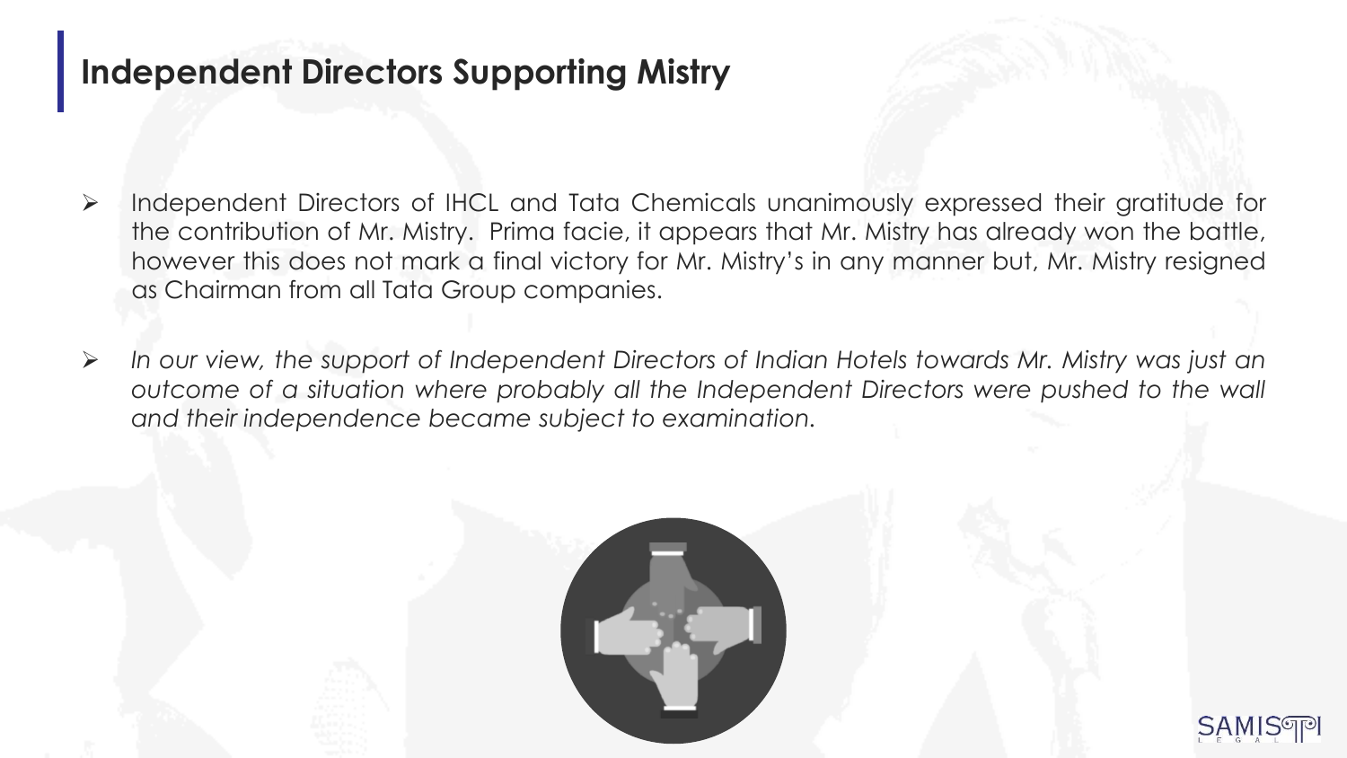## Independent Directors Supporting Mistry

- Independent Directors of IHCL and Tata Chemicals unanimously expressed their gratitude for the contribution of Mr. Mistry. Prima facie, it appears that Mr. Mistry has already won the battle, however this does not mark a final victory for Mr. Mistry's in any manner but, Mr. Mistry resigned as Chairman from all Tata Group companies.

- *In our view, the support of Independent Directors of Indian Hotels towards Mr. Mistry was just an outcome of a situation where probably all the Independent Directors were pushed to the wall and their independence became subject to examination.*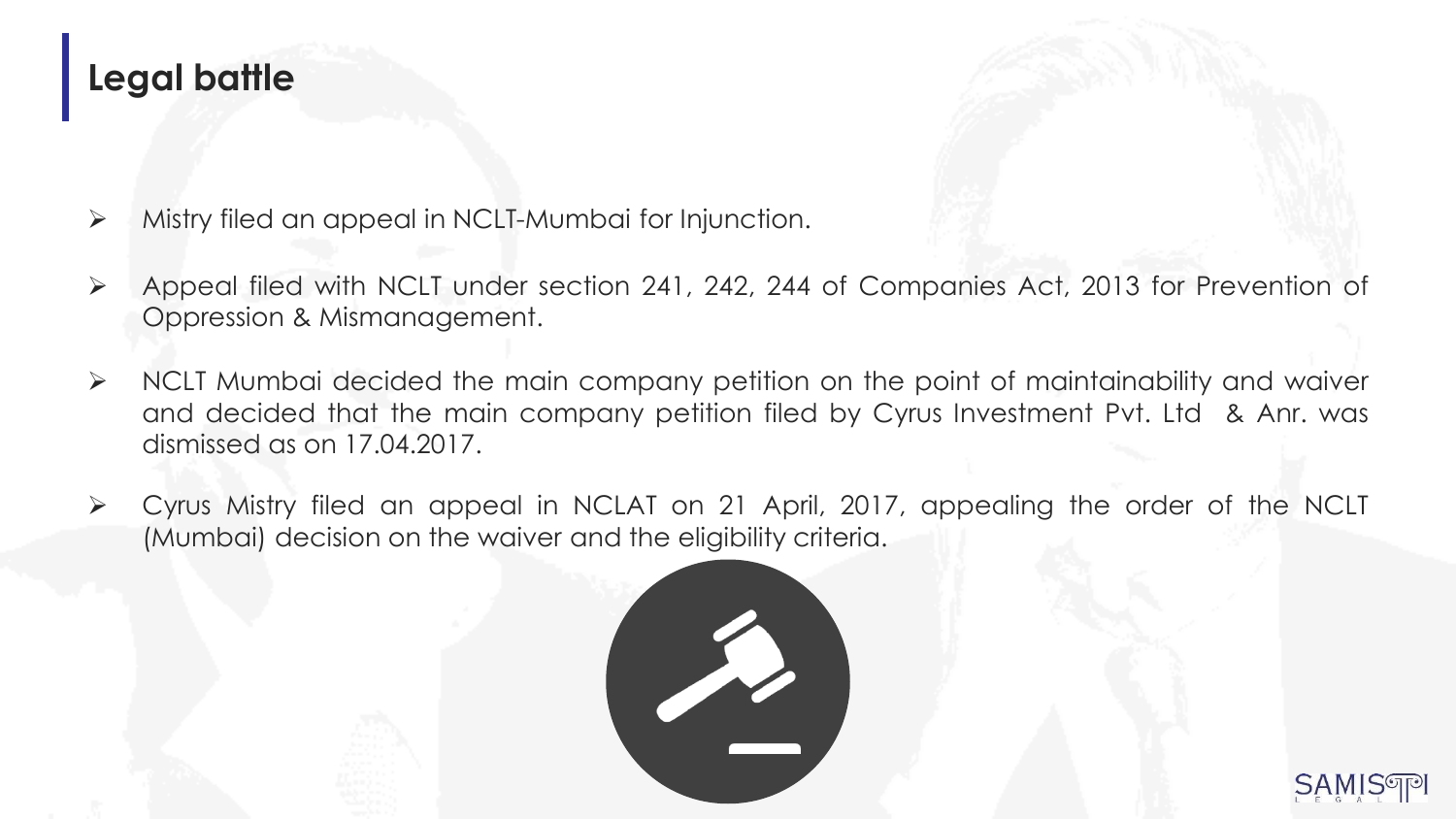## Legal battle

- Mistry filed an appeal in NCLT-Mumbai for Injunction.
- Appeal filed with NCLT under section 241, 242, 244 of Companies Act, 2013 for Prevention of Oppression & Mismanagement.
- NCLT Mumbai decided the main company petition on the point of maintainability and waiver and decided that the main company petition filed by Cyrus Investment Pvt. Ltd & Anr. was dismissed as on 17.04.2017.
- Cyrus Mistry filed an appeal in NCLAT on 21 April, 2017, appealing the order of the NCLT (Mumbai) decision on the waiver and the eligibility criteria.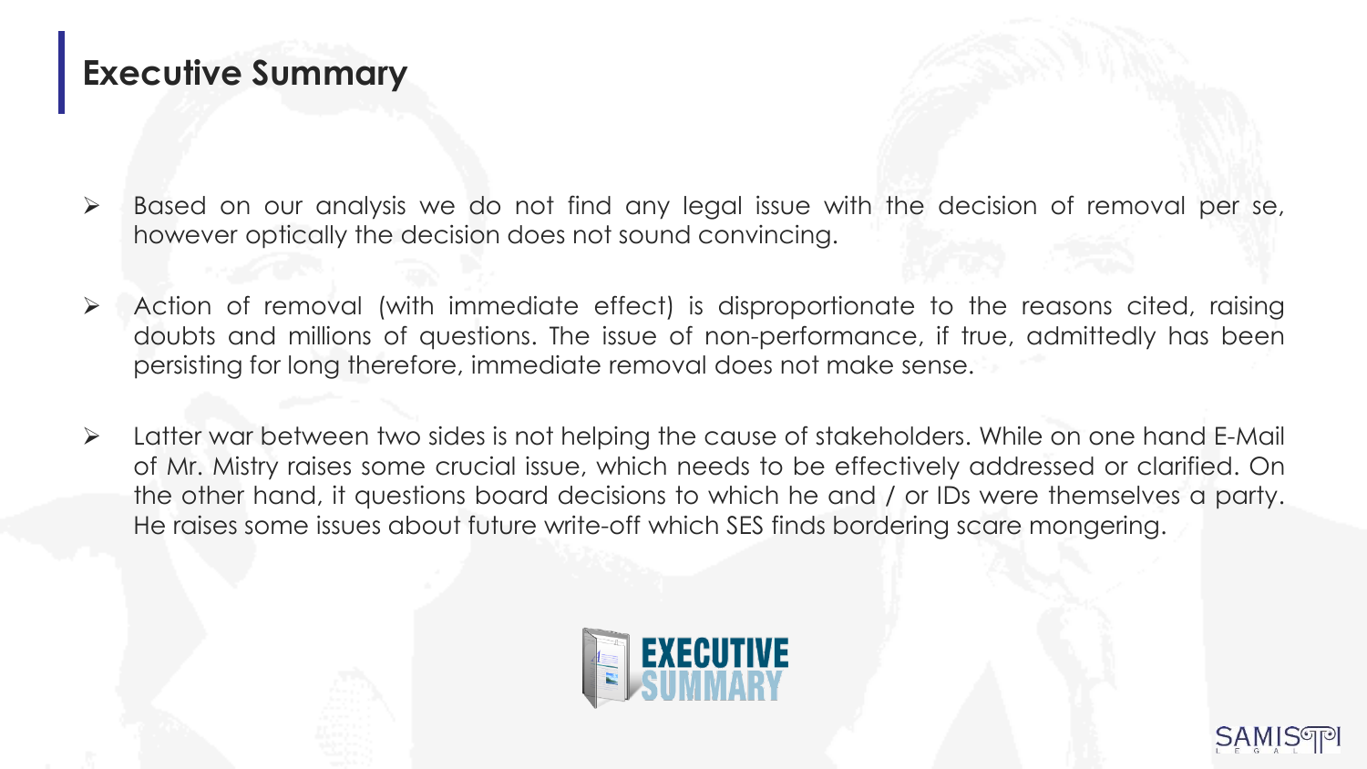# Executive Summary

- Based on our analysis we do not find any legal issue with the decision of removal per se, however optically the decision does not sound convincing.
- Action of removal (with immediate effect) is disproportionate to the reasons cited, raising doubts and millions of questions. The issue of non-performance, if true, admittedly has been persisting for long therefore, immediate removal does not make sense.
- Latter war between two sides is not helping the cause of stakeholders. While on one hand E-Mail of Mr. Mistry raises some crucial issue, which needs to be effectively addressed or clarified. On the other hand, it questions board decisions to which he and / or IDs were themselves a party. He raises some issues about future write-off which SES finds bordering scare mongering.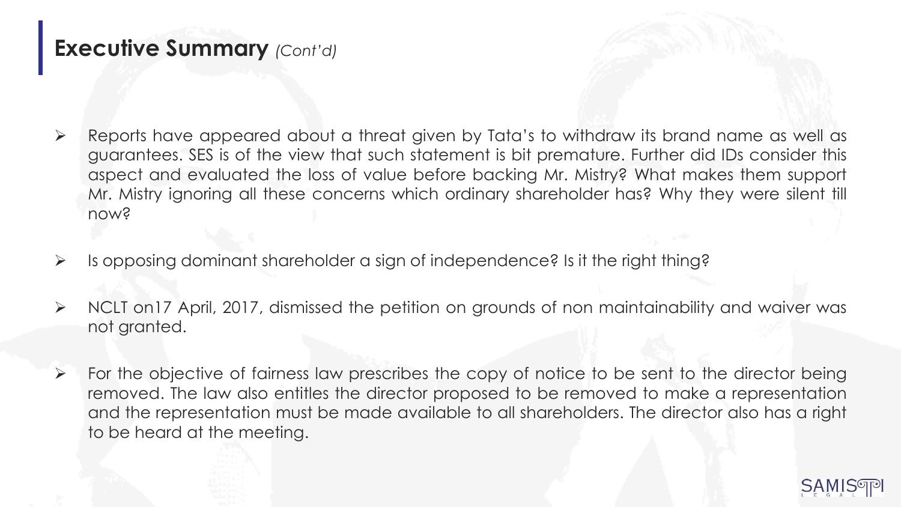## **Executive Summary** *(Cont'd)*

- Reports have appeared about a threat given by Tata's to withdraw its brand name as well as guarantees. SES is of the view that such statement is bit premature. Further did IDs consider this aspect and evaluated the loss of value before backing Mr. Mistry? What makes them support Mr. Mistry ignoring all these concerns which ordinary shareholder has? Why they were silent till now?
- Is opposing dominant shareholder a sign of independence? Is it the right thing?
- NCLT on17 April, 2017, dismissed the petition on grounds of non maintainability and waiver was not granted.
- For the objective of fairness law prescribes the copy of notice to be sent to the director being removed. The law also entitles the director proposed to be removed to make a representation and the representation must be made available to all shareholders. The director also has a right to be heard at the meeting.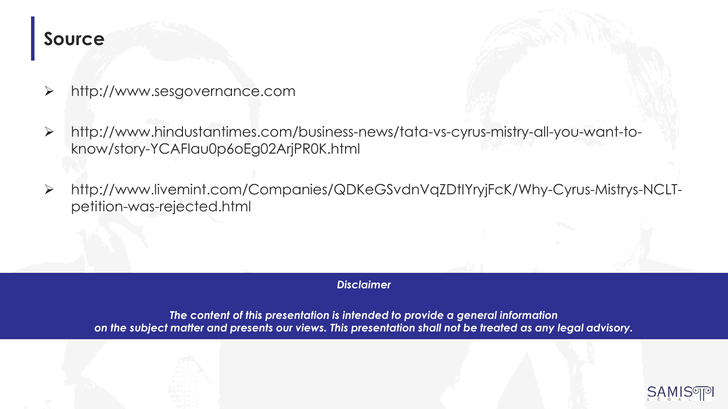## Source

- http://www.sesgovernance.com
- http://www.hindustantimes.com/business-news/tata-vs-cyrus-mistry-all-you-want-to-know/story-YCAFIau0p6oEg02ArjPR0K.html
- http://www.livemint.com/Companies/QDKeGSvdnVqZDtlYryjFcK/Why-Cyrus-Mistrys-NCLT-petition-was-rejected.html

***Disclaimer***

***The content of this presentation is intended to provide a general information on the subject matter and presents our views. This presentation shall not be treated as any legal advisory.***

SAMISTI LEGAL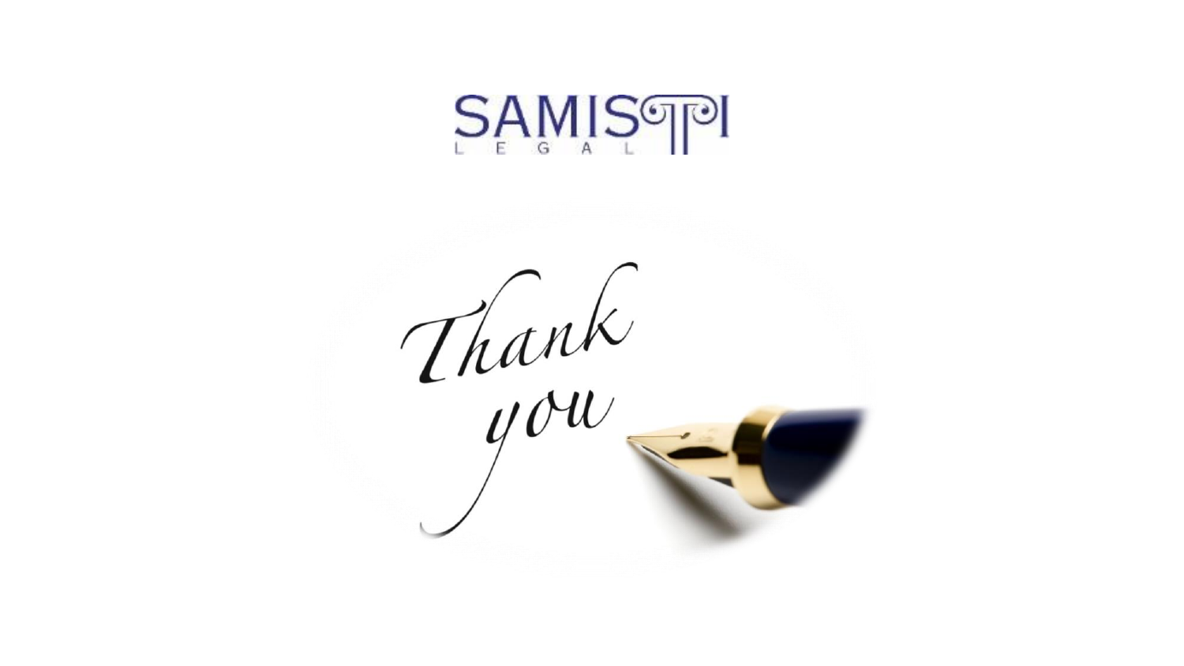SAMISTI

LEGAL

Thank you